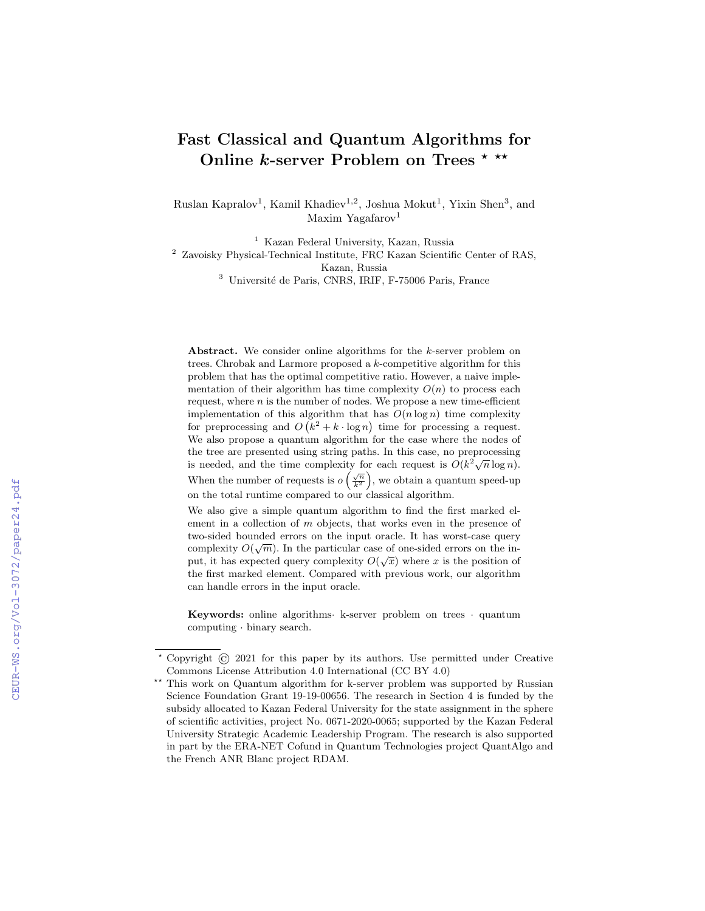# Fast Classical and Quantum Algorithms for Online $k$-server Problem on Trees [⋆] [⋆⋆]

Ruslan Kapralov[1], Kamil Khadiev[1,2], Joshua Mokut[1], Yixin Shen[3], and Maxim Yagafarov[1]

[1] Kazan Federal University, Kazan, Russia
[2] Zavoisky Physical-Technical Institute, FRC Kazan Scientific Center of RAS, Kazan, Russia
[3] Université de Paris, CNRS, IRIF, F-75006 Paris, France

**Abstract.** We consider online algorithms for the $k$-server problem on trees. Chrobak and Larmore proposed a $k$-competitive algorithm for this problem that has the optimal competitive ratio. However, a naive implementation of their algorithm has time complexity $O(n)$ to process each request, where $n$ is the number of nodes. We propose a new time-efficient implementation of this algorithm that has $O(n \log n)$ time complexity for preprocessing and $O\left(k^2 + k \cdot \log n\right)$ time for processing a request. We also propose a quantum algorithm for the case where the nodes of the tree are presented using string paths. In this case, no preprocessing is needed, and the time complexity for each request is $O(k^2\sqrt{n}\log n)$. When the number of requests is $o\left(\frac{\sqrt{n}}{k^2}\right)$, we obtain a quantum speed-up on the total runtime compared to our classical algorithm.

We also give a simple quantum algorithm to find the first marked element in a collection of $m$ objects, that works even in the presence of two-sided bounded errors on the input oracle. It has worst-case query complexity $O(\sqrt{m})$. In the particular case of one-sided errors on the input, it has expected query complexity $O(\sqrt{x})$ where $x$ is the position of the first marked element. Compared with previous work, our algorithm can handle errors in the input oracle.

**Keywords:** online algorithms· k-server problem on trees · quantum computing · binary search.

---

⋆ Copyright © 2021 for this paper by its authors. Use permitted under Creative Commons License Attribution 4.0 International (CC BY 4.0)

⋆⋆ This work on Quantum algorithm for k-server problem was supported by Russian Science Foundation Grant 19-19-00656. The research in Section 4 is funded by the subsidy allocated to Kazan Federal University for the state assignment in the sphere of scientific activities, project No. 0671-2020-0065; supported by the Kazan Federal University Strategic Academic Leadership Program. The research is also supported in part by the ERA-NET Cofund in Quantum Technologies project QuantAlgo and the French ANR Blanc project RDAM.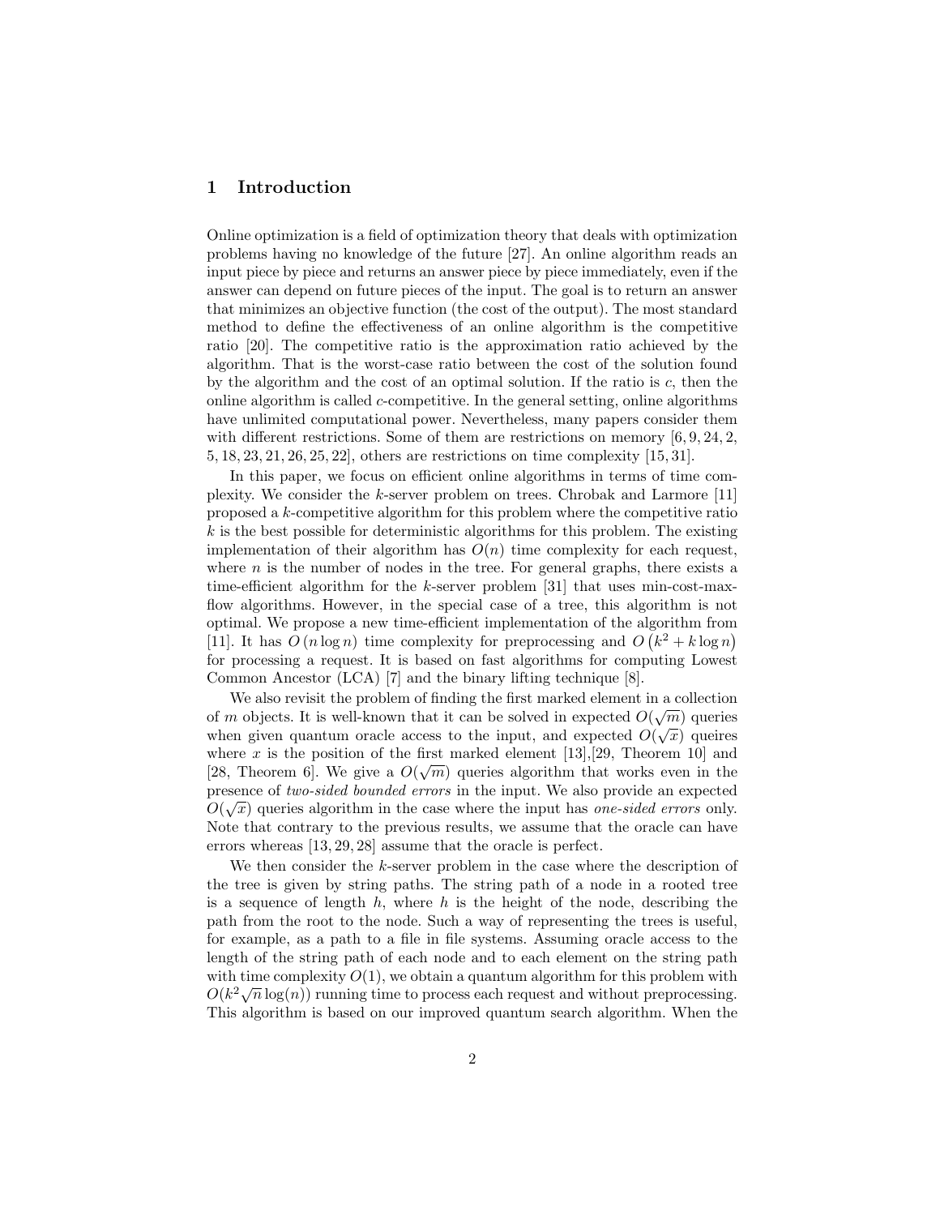## 1 Introduction

Online optimization is a field of optimization theory that deals with optimization problems having no knowledge of the future [27]. An online algorithm reads an input piece by piece and returns an answer piece by piece immediately, even if the answer can depend on future pieces of the input. The goal is to return an answer that minimizes an objective function (the cost of the output). The most standard method to define the effectiveness of an online algorithm is the competitive ratio [20]. The competitive ratio is the approximation ratio achieved by the algorithm. That is the worst-case ratio between the cost of the solution found by the algorithm and the cost of an optimal solution. If the ratio is $c$, then the online algorithm is called $c$-competitive. In the general setting, online algorithms have unlimited computational power. Nevertheless, many papers consider them with different restrictions. Some of them are restrictions on memory [6, 9, 24, 2, 5, 18, 23, 21, 26, 25, 22], others are restrictions on time complexity [15, 31].

In this paper, we focus on efficient online algorithms in terms of time complexity. We consider the $k$-server problem on trees. Chrobak and Larmore [11] proposed a $k$-competitive algorithm for this problem where the competitive ratio $k$ is the best possible for deterministic algorithms for this problem. The existing implementation of their algorithm has $O(n)$ time complexity for each request, where $n$ is the number of nodes in the tree. For general graphs, there exists a time-efficient algorithm for the $k$-server problem [31] that uses min-cost-max-flow algorithms. However, in the special case of a tree, this algorithm is not optimal. We propose a new time-efficient implementation of the algorithm from [11]. It has $O(n \log n)$ time complexity for preprocessing and $O\left(k^2 + k \log n\right)$ for processing a request. It is based on fast algorithms for computing Lowest Common Ancestor (LCA) [7] and the binary lifting technique [8].

We also revisit the problem of finding the first marked element in a collection of $m$ objects. It is well-known that it can be solved in expected $O(\sqrt{m})$ queries when given quantum oracle access to the input, and expected $O(\sqrt{x})$ queires where $x$ is the position of the first marked element [13],[29, Theorem 10] and [28, Theorem 6]. We give a $O(\sqrt{m})$ queries algorithm that works even in the presence of *two-sided bounded errors* in the input. We also provide an expected $O(\sqrt{x})$ queries algorithm in the case where the input has *one-sided errors* only. Note that contrary to the previous results, we assume that the oracle can have errors whereas [13, 29, 28] assume that the oracle is perfect.

We then consider the $k$-server problem in the case where the description of the tree is given by string paths. The string path of a node in a rooted tree is a sequence of length $h$, where $h$ is the height of the node, describing the path from the root to the node. Such a way of representing the trees is useful, for example, as a path to a file in file systems. Assuming oracle access to the length of the string path of each node and to each element on the string path with time complexity $O(1)$, we obtain a quantum algorithm for this problem with $O(k^2\sqrt{n}\log(n))$ running time to process each request and without preprocessing. This algorithm is based on our improved quantum search algorithm. When the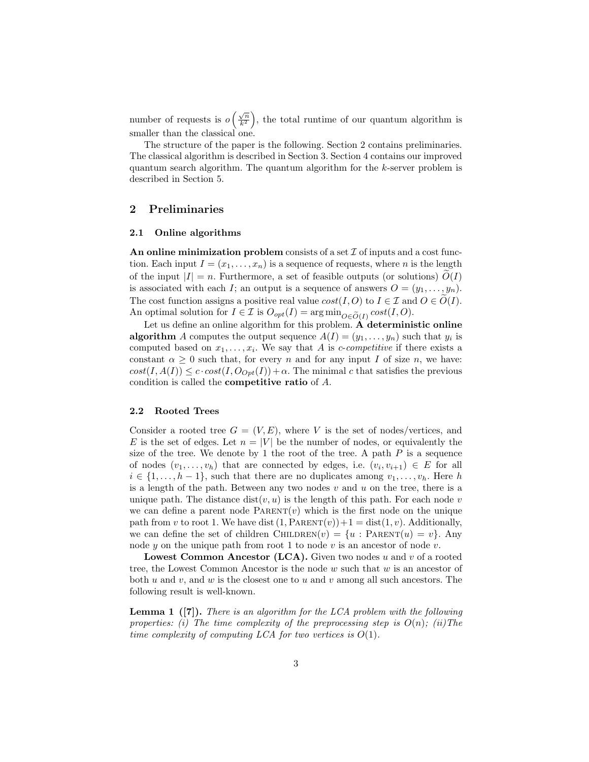number of requests is $o\left(\frac{\sqrt{n}}{k^2}\right)$, the total runtime of our quantum algorithm is smaller than the classical one.

The structure of the paper is the following. Section 2 contains preliminaries. The classical algorithm is described in Section 3. Section 4 contains our improved quantum search algorithm. The quantum algorithm for the $k$-server problem is described in Section 5.

## 2 Preliminaries

### 2.1 Online algorithms

**An online minimization problem** consists of a set $\mathcal{I}$ of inputs and a cost function. Each input $I = (x_1, \dots, x_n)$ is a sequence of requests, where $n$ is the length of the input $|I| = n$. Furthermore, a set of feasible outputs (or solutions) $\widetilde{O}(I)$ is associated with each $I$; an output is a sequence of answers $O = (y_1, \dots, y_n)$. The cost function assigns a positive real value $cost(I, O)$ to $I \in \mathcal{I}$ and $O \in \widetilde{O}(I)$. An optimal solution for $I \in \mathcal{I}$ is $O_{opt}(I) = \arg\min_{O \in \widetilde{O}(I)} cost(I, O)$.

Let us define an online algorithm for this problem. **A deterministic online algorithm** $A$ computes the output sequence $A(I) = (y_1, \dots, y_n)$ such that $y_i$ is computed based on $x_1, \dots, x_i$. We say that $A$ is *c-competitive* if there exists a constant $\alpha \geq 0$ such that, for every $n$ and for any input $I$ of size $n$, we have: $cost(I, A(I)) \leq c \cdot cost(I, O_{Opt}(I)) + \alpha$. The minimal $c$ that satisfies the previous condition is called the **competitive ratio** of $A$.

### 2.2 Rooted Trees

Consider a rooted tree $G = (V, E)$, where $V$ is the set of nodes/vertices, and $E$ is the set of edges. Let $n = |V|$ be the number of nodes, or equivalently the size of the tree. We denote by 1 the root of the tree. A path $P$ is a sequence of nodes $(v_1, \dots, v_h)$ that are connected by edges, i.e. $(v_i, v_{i+1}) \in E$ for all $i \in \{1, \dots, h-1\}$, such that there are no duplicates among $v_1, \dots, v_h$. Here $h$ is a length of the path. Between any two nodes $v$ and $u$ on the tree, there is a unique path. The distance $\mathrm{dist}(v, u)$ is the length of this path. For each node $v$ we can define a parent node $\textsc{Parent}(v)$ which is the first node on the unique path from $v$ to root 1. We have $\mathrm{dist}(1, \textsc{Parent}(v)) + 1 = \mathrm{dist}(1, v)$. Additionally, we can define the set of children $\textsc{Children}(v) = \{u : \textsc{Parent}(u) = v\}$. Any node $y$ on the unique path from root 1 to node $v$ is an ancestor of node $v$.

**Lowest Common Ancestor (LCA).** Given two nodes $u$ and $v$ of a rooted tree, the Lowest Common Ancestor is the node $w$ such that $w$ is an ancestor of both $u$ and $v$, and $w$ is the closest one to $u$ and $v$ among all such ancestors. The following result is well-known.

**Lemma 1 ([7]).** *There is an algorithm for the LCA problem with the following properties: (i) The time complexity of the preprocessing step is $O(n)$; (ii)The time complexity of computing LCA for two vertices is $O(1)$.*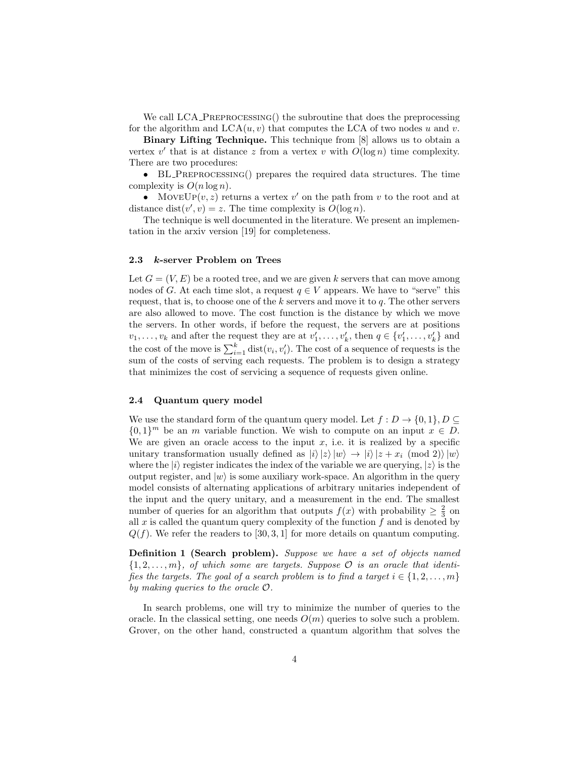We call LCA_Preprocessing() the subroutine that does the preprocessing for the algorithm and $\mathrm{LCA}(u, v)$ that computes the LCA of two nodes $u$ and $v$.

**Binary Lifting Technique.** This technique from [8] allows us to obtain a vertex $v'$ that is at distance $z$ from a vertex $v$ with $O(\log n)$ time complexity. There are two procedures:

- BL_Preprocessing() prepares the required data structures. The time complexity is $O(n \log n)$.
- MoveUp$(v, z)$ returns a vertex $v'$ on the path from $v$ to the root and at distance $\mathrm{dist}(v', v) = z$. The time complexity is $O(\log n)$.

The technique is well documented in the literature. We present an implementation in the arxiv version [19] for completeness.

### 2.3 *k*-server Problem on Trees

Let $G = (V, E)$ be a rooted tree, and we are given $k$ servers that can move among nodes of $G$. At each time slot, a request $q \in V$ appears. We have to "serve" this request, that is, to choose one of the $k$ servers and move it to $q$. The other servers are also allowed to move. The cost function is the distance by which we move the servers. In other words, if before the request, the servers are at positions $v_1, \dots, v_k$ and after the request they are at $v'_1, \dots, v'_k$, then $q \in \{v'_1, \dots, v'_k\}$ and the cost of the move is $\sum_{i=1}^{k} \mathrm{dist}(v_i, v'_i)$. The cost of a sequence of requests is the sum of the costs of serving each requests. The problem is to design a strategy that minimizes the cost of servicing a sequence of requests given online.

### 2.4 Quantum query model

We use the standard form of the quantum query model. Let $f : D \to \{0, 1\}, D \subseteq \{0, 1\}^m$ be an $m$ variable function. We wish to compute on an input $x \in D$. We are given an oracle access to the input $x$, i.e. it is realized by a specific unitary transformation usually defined as $|i\rangle |z\rangle |w\rangle \to |i\rangle |z + x_i \pmod 2\rangle |w\rangle$ where the $|i\rangle$ register indicates the index of the variable we are querying, $|z\rangle$ is the output register, and $|w\rangle$ is some auxiliary work-space. An algorithm in the query model consists of alternating applications of arbitrary unitaries independent of the input and the query unitary, and a measurement in the end. The smallest number of queries for an algorithm that outputs $f(x)$ with probability $\geq \frac{2}{3}$ on all $x$ is called the quantum query complexity of the function $f$ and is denoted by $Q(f)$. We refer the readers to [30, 3, 1] for more details on quantum computing.

**Definition 1 (Search problem).** *Suppose we have a set of objects named $\{1, 2, \dots, m\}$, of which some are targets. Suppose $\mathcal{O}$ is an oracle that identifies the targets. The goal of a search problem is to find a target $i \in \{1, 2, \dots, m\}$ by making queries to the oracle $\mathcal{O}$.*

In search problems, one will try to minimize the number of queries to the oracle. In the classical setting, one needs $O(m)$ queries to solve such a problem. Grover, on the other hand, constructed a quantum algorithm that solves the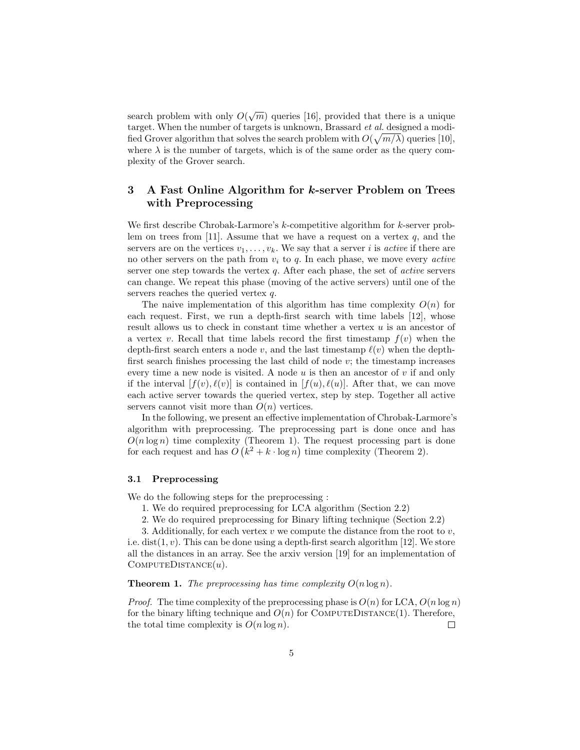search problem with only $O(\sqrt{m})$ queries [16], provided that there is a unique target. When the number of targets is unknown, Brassard *et al.* designed a modified Grover algorithm that solves the search problem with $O(\sqrt{m/\lambda})$ queries [10], where $\lambda$ is the number of targets, which is of the same order as the query complexity of the Grover search.

## 3 A Fast Online Algorithm for $k$-server Problem on Trees with Preprocessing

We first describe Chrobak-Larmore's $k$-competitive algorithm for $k$-server problem on trees from [11]. Assume that we have a request on a vertex $q$, and the servers are on the vertices $v_1, \ldots, v_k$. We say that a server $i$ is *active* if there are no other servers on the path from $v_i$ to $q$. In each phase, we move every *active* server one step towards the vertex $q$. After each phase, the set of *active* servers can change. We repeat this phase (moving of the active servers) until one of the servers reaches the queried vertex $q$.

The naive implementation of this algorithm has time complexity $O(n)$ for each request. First, we run a depth-first search with time labels [12], whose result allows us to check in constant time whether a vertex $u$ is an ancestor of a vertex $v$. Recall that time labels record the first timestamp $f(v)$ when the depth-first search enters a node $v$, and the last timestamp $\ell(v)$ when the depth-first search finishes processing the last child of node $v$; the timestamp increases every time a new node is visited. A node $u$ is then an ancestor of $v$ if and only if the interval $[f(v), \ell(v)]$ is contained in $[f(u), \ell(u)]$. After that, we can move each active server towards the queried vertex, step by step. Together all active servers cannot visit more than $O(n)$ vertices.

In the following, we present an effective implementation of Chrobak-Larmore's algorithm with preprocessing. The preprocessing part is done once and has $O(n \log n)$ time complexity (Theorem 1). The request processing part is done for each request and has $O\left(k^2 + k \cdot \log n\right)$ time complexity (Theorem 2).

### 3.1 Preprocessing

We do the following steps for the preprocessing :

1. We do required preprocessing for LCA algorithm (Section 2.2)

2. We do required preprocessing for Binary lifting technique (Section 2.2)

3. Additionally, for each vertex $v$ we compute the distance from the root to $v$, i.e. $\mathrm{dist}(1, v)$. This can be done using a depth-first search algorithm [12]. We store all the distances in an array. See the arxiv version [19] for an implementation of ComputeDistance($u$).

**Theorem 1.** *The preprocessing has time complexity $O(n \log n)$.*

*Proof.* The time complexity of the preprocessing phase is $O(n)$ for LCA, $O(n \log n)$ for the binary lifting technique and $O(n)$ for ComputeDistance(1). Therefore, the total time complexity is $O(n \log n)$. □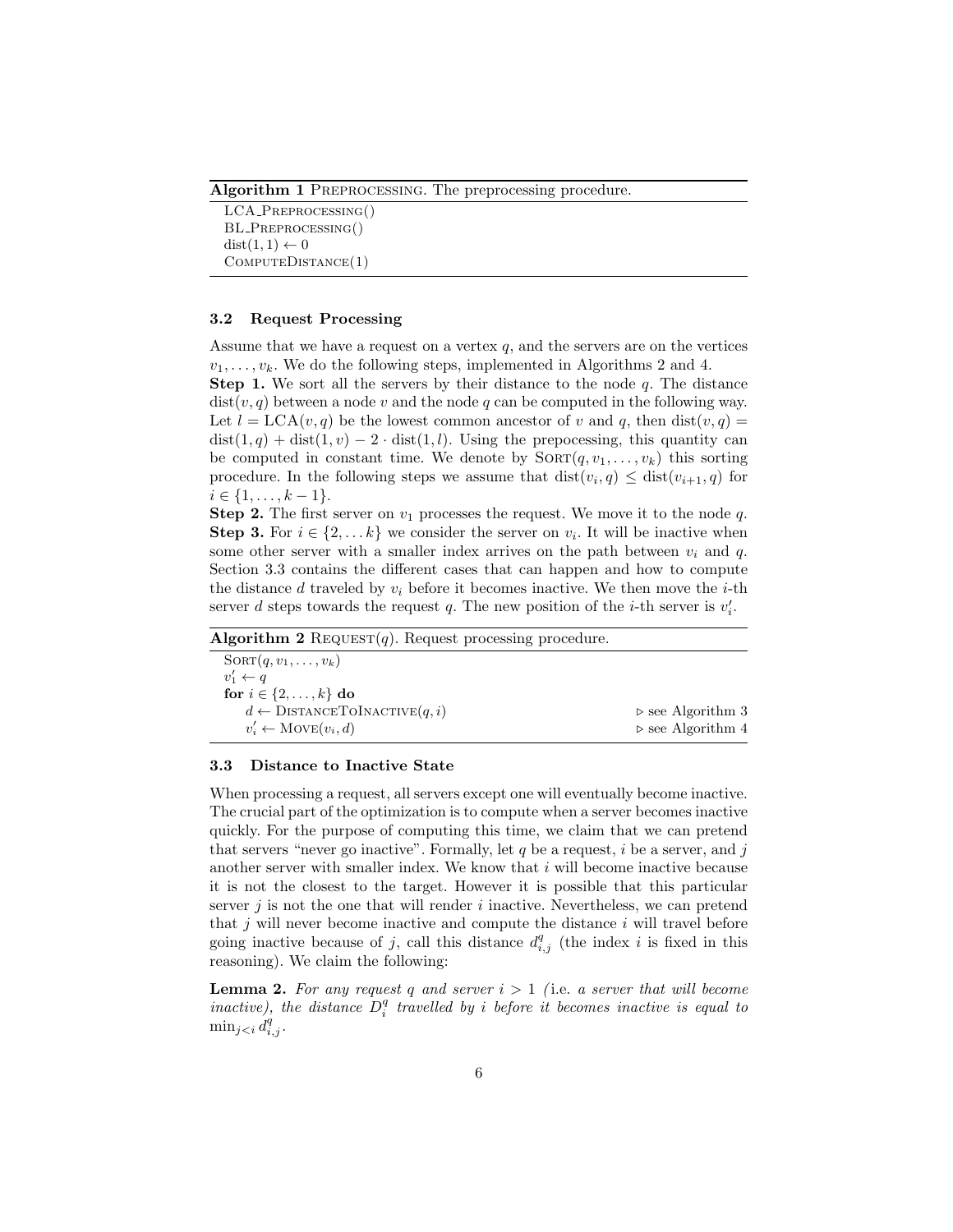**Algorithm 1** Preprocessing. The preprocessing procedure.

```
LCA_Preprocessing()
BL_Preprocessing()
dist(1, 1) ← 0
ComputeDistance(1)
```

### 3.2 Request Processing

Assume that we have a request on a vertex $q$, and the servers are on the vertices $v_1, \ldots, v_k$. We do the following steps, implemented in Algorithms 2 and 4.

**Step 1.** We sort all the servers by their distance to the node $q$. The distance $\mathrm{dist}(v, q)$ between a node $v$ and the node $q$ can be computed in the following way. Let $l = \mathrm{LCA}(v, q)$ be the lowest common ancestor of $v$ and $q$, then $\mathrm{dist}(v, q) = \mathrm{dist}(1, q) + \mathrm{dist}(1, v) - 2 \cdot \mathrm{dist}(1, l)$. Using the prepocessing, this quantity can be computed in constant time. We denote by $\textsc{Sort}(q, v_1, \ldots, v_k)$ this sorting procedure. In the following steps we assume that $\mathrm{dist}(v_i, q) \leq \mathrm{dist}(v_{i+1}, q)$ for $i \in \{1, \ldots, k-1\}$.

**Step 2.** The first server on $v_1$ processes the request. We move it to the node $q$.

**Step 3.** For $i \in \{2, \ldots k\}$ we consider the server on $v_i$. It will be inactive when some other server with a smaller index arrives on the path between $v_i$ and $q$. Section 3.3 contains the different cases that can happen and how to compute the distance $d$ traveled by $v_i$ before it becomes inactive. We then move the $i$-th server $d$ steps towards the request $q$. The new position of the $i$-th server is $v'_i$.

**Algorithm 2** Request($q$). Request processing procedure.

```
Sort(q, v_1, ..., v_k)
v'_1 ← q
for i ∈ {2, ..., k} do
    d ← DistanceToInactive(q, i)        ▷ see Algorithm 3
    v'_i ← Move(v_i, d)                 ▷ see Algorithm 4
```

### 3.3 Distance to Inactive State

When processing a request, all servers except one will eventually become inactive. The crucial part of the optimization is to compute when a server becomes inactive quickly. For the purpose of computing this time, we claim that we can pretend that servers "never go inactive". Formally, let $q$ be a request, $i$ be a server, and $j$ another server with smaller index. We know that $i$ will become inactive because it is not the closest to the target. However it is possible that this particular server $j$ is not the one that will render $i$ inactive. Nevertheless, we can pretend that $j$ will never become inactive and compute the distance $i$ will travel before going inactive because of $j$, call this distance $d^q_{i,j}$ (the index $i$ is fixed in this reasoning). We claim the following:

**Lemma 2.** *For any request $q$ and server $i > 1$ (*i.e. *a server that will become inactive), the distance $D^q_i$ travelled by $i$ before it becomes inactive is equal to $\min_{j<i} d^q_{i,j}$.*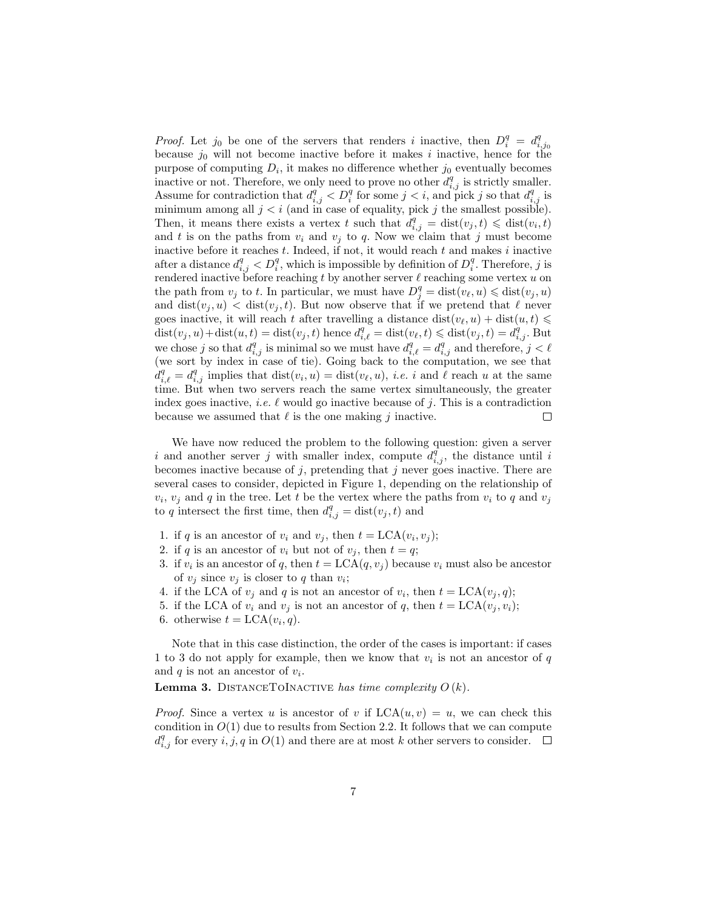*Proof.* Let $j_0$ be one of the servers that renders $i$ inactive, then $D_i^q = d_{i,j_0}^q$ because $j_0$ will not become inactive before it makes $i$ inactive, hence for the purpose of computing $D_i$, it makes no difference whether $j_0$ eventually becomes inactive or not. Therefore, we only need to prove no other $d_{i,j}^q$ is strictly smaller. Assume for contradiction that $d_{i,j}^q < D_i^q$ for some $j < i$, and pick $j$ so that $d_{i,j}^q$ is minimum among all $j < i$ (and in case of equality, pick $j$ the smallest possible). Then, it means there exists a vertex $t$ such that $d_{i,j}^q = \mathrm{dist}(v_j, t) \leqslant \mathrm{dist}(v_i, t)$ and $t$ is on the paths from $v_i$ and $v_j$ to $q$. Now we claim that $j$ must become inactive before it reaches $t$. Indeed, if not, it would reach $t$ and makes $i$ inactive after a distance $d_{i,j}^q < D_i^q$, which is impossible by definition of $D_i^q$. Therefore, $j$ is rendered inactive before reaching $t$ by another server $\ell$ reaching some vertex $u$ on the path from $v_j$ to $t$. In particular, we must have $D_j^q = \mathrm{dist}(v_\ell, u) \leqslant \mathrm{dist}(v_j, u)$ and $\mathrm{dist}(v_j, u) < \mathrm{dist}(v_j, t)$. But now observe that if we pretend that $\ell$ never goes inactive, it will reach $t$ after travelling a distance $\mathrm{dist}(v_\ell, u) + \mathrm{dist}(u, t) \leqslant \mathrm{dist}(v_j, u) + \mathrm{dist}(u, t) = \mathrm{dist}(v_j, t)$ hence $d_{i,\ell}^q = \mathrm{dist}(v_\ell, t) \leqslant \mathrm{dist}(v_j, t) = d_{i,j}^q$. But we chose $j$ so that $d_{i,j}^q$ is minimal so we must have $d_{i,\ell}^q = d_{i,j}^q$ and therefore, $j < \ell$ (we sort by index in case of tie). Going back to the computation, we see that $d_{i,\ell}^q = d_{i,j}^q$ implies that $\mathrm{dist}(v_i, u) = \mathrm{dist}(v_\ell, u)$, *i.e.* $i$ and $\ell$ reach $u$ at the same time. But when two servers reach the same vertex simultaneously, the greater index goes inactive, *i.e.* $\ell$ would go inactive because of $j$. This is a contradiction because we assumed that $\ell$ is the one making $j$ inactive. □

We have now reduced the problem to the following question: given a server $i$ and another server $j$ with smaller index, compute $d_{i,j}^q$, the distance until $i$ becomes inactive because of $j$, pretending that $j$ never goes inactive. There are several cases to consider, depicted in Figure 1, depending on the relationship of $v_i$, $v_j$ and $q$ in the tree. Let $t$ be the vertex where the paths from $v_i$ to $q$ and $v_j$ to $q$ intersect the first time, then $d_{i,j}^q = \mathrm{dist}(v_j, t)$ and

1. if $q$ is an ancestor of $v_i$ and $v_j$, then $t = \mathrm{LCA}(v_i, v_j)$;
2. if $q$ is an ancestor of $v_i$ but not of $v_j$, then $t = q$;
3. if $v_i$ is an ancestor of $q$, then $t = \mathrm{LCA}(q, v_j)$ because $v_i$ must also be ancestor of $v_j$ since $v_j$ is closer to $q$ than $v_i$;
4. if the LCA of $v_j$ and $q$ is not an ancestor of $v_i$, then $t = \mathrm{LCA}(v_j, q)$;
5. if the LCA of $v_i$ and $v_j$ is not an ancestor of $q$, then $t = \mathrm{LCA}(v_j, v_i)$;
6. otherwise $t = \mathrm{LCA}(v_i, q)$.

Note that in this case distinction, the order of the cases is important: if cases 1 to 3 do not apply for example, then we know that $v_i$ is not an ancestor of $q$ and $q$ is not an ancestor of $v_i$.

**Lemma 3.** DistanceToInactive *has time complexity $O(k)$.*

*Proof.* Since a vertex $u$ is ancestor of $v$ if $\mathrm{LCA}(u, v) = u$, we can check this condition in $O(1)$ due to results from Section 2.2. It follows that we can compute $d_{i,j}^q$ for every $i, j, q$ in $O(1)$ and there are at most $k$ other servers to consider. □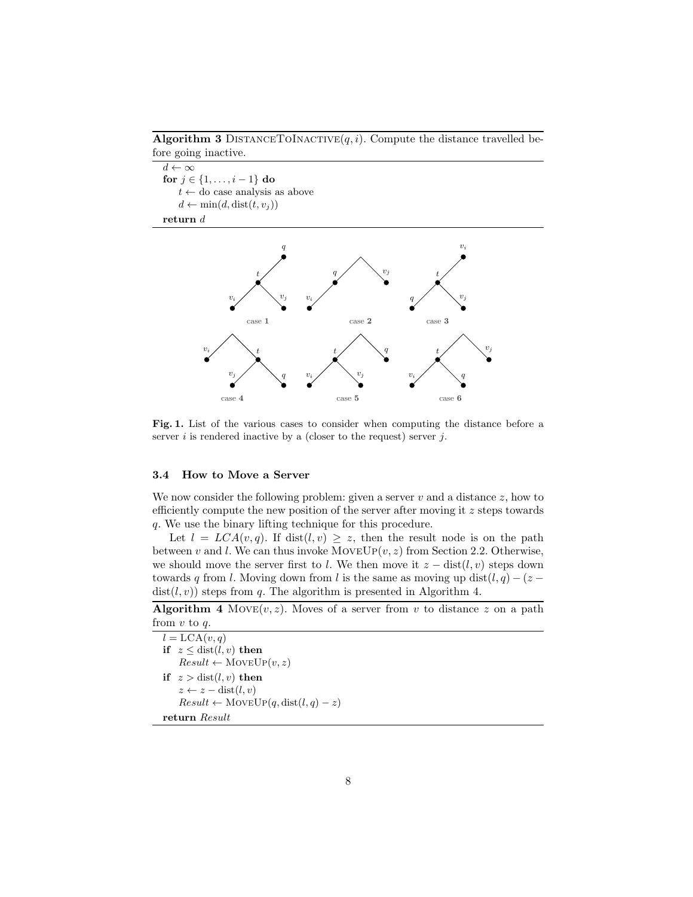**Algorithm 3** DistanceToInactive$(q, i)$. Compute the distance travelled before going inactive.

```
d ← ∞
for j ∈ {1, ..., i − 1} do
    t ← do case analysis as above
    d ← min(d, dist(t, v_j))
return d
```

**Fig. 1.** List of the various cases to consider when computing the distance before a server $i$ is rendered inactive by a (closer to the request) server $j$.

### 3.4 How to Move a Server

We now consider the following problem: given a server $v$ and a distance $z$, how to efficiently compute the new position of the server after moving it $z$ steps towards $q$. We use the binary lifting technique for this procedure.

Let $l = LCA(v, q)$. If $\text{dist}(l, v) \geq z$, then the result node is on the path between $v$ and $l$. We can thus invoke MoveUp$(v, z)$ from Section 2.2. Otherwise, we should move the server first to $l$. We then move it $z - \text{dist}(l, v)$ steps down towards $q$ from $l$. Moving down from $l$ is the same as moving up $\text{dist}(l, q) - (z - \text{dist}(l, v))$ steps from $q$. The algorithm is presented in Algorithm 4.

**Algorithm 4** Move$(v, z)$. Moves of a server from $v$ to distance $z$ on a path from $v$ to $q$.

```
l = LCA(v, q)
if z ≤ dist(l, v) then
    Result ← MoveUp(v, z)
if z > dist(l, v) then
    z ← z − dist(l, v)
    Result ← MoveUp(q, dist(l, q) − z)
return Result
```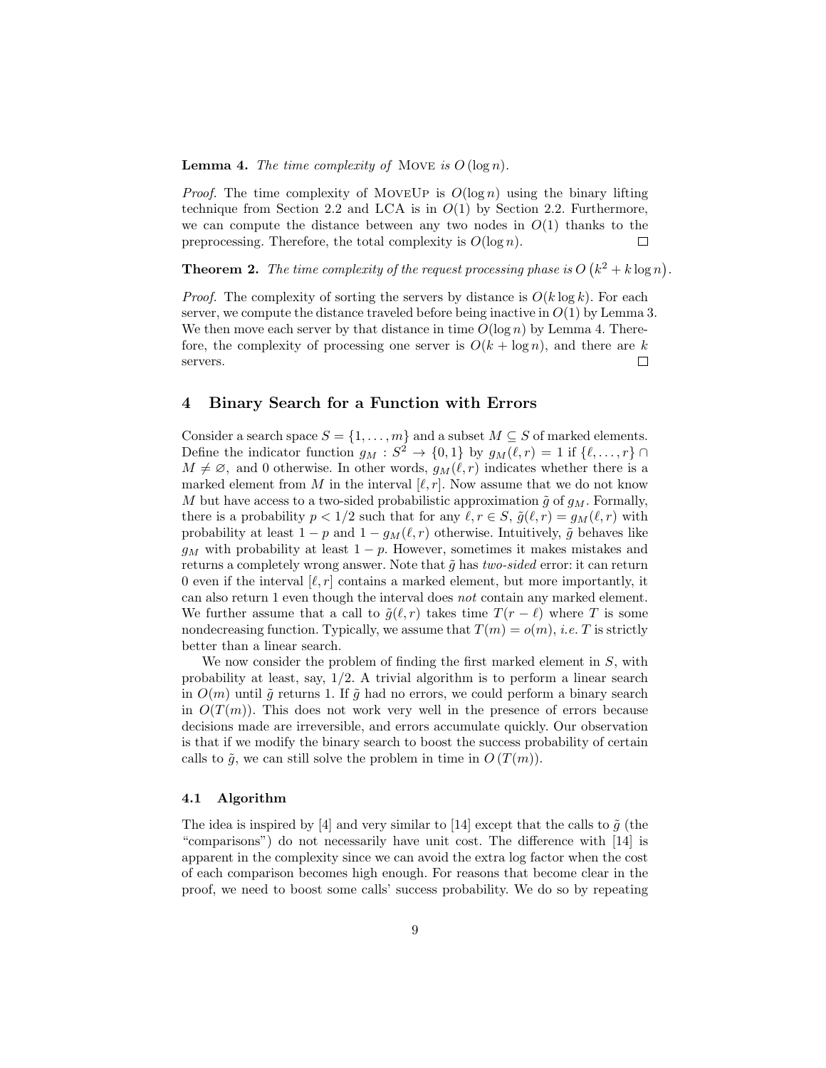**Lemma 4.** *The time complexity of* MOVE *is* $O(\log n)$.

*Proof.* The time complexity of MOVEUP is $O(\log n)$ using the binary lifting technique from Section 2.2 and LCA is in $O(1)$ by Section 2.2. Furthermore, we can compute the distance between any two nodes in $O(1)$ thanks to the preprocessing. Therefore, the total complexity is $O(\log n)$. $\square$

**Theorem 2.** *The time complexity of the request processing phase is* $O\left(k^2 + k \log n\right)$.

*Proof.* The complexity of sorting the servers by distance is $O(k \log k)$. For each server, we compute the distance traveled before being inactive in $O(1)$ by Lemma 3. We then move each server by that distance in time $O(\log n)$ by Lemma 4. Therefore, the complexity of processing one server is $O(k + \log n)$, and there are $k$ servers. $\square$

## 4 Binary Search for a Function with Errors

Consider a search space $S = \{1, \ldots, m\}$ and a subset $M \subseteq S$ of marked elements. Define the indicator function $g_M : S^2 \to \{0, 1\}$ by $g_M(\ell, r) = 1$ if $\{\ell, \ldots, r\} \cap M \neq \varnothing$, and 0 otherwise. In other words, $g_M(\ell, r)$ indicates whether there is a marked element from $M$ in the interval $[\ell, r]$. Now assume that we do not know $M$ but have access to a two-sided probabilistic approximation $\tilde{g}$ of $g_M$. Formally, there is a probability $p < 1/2$ such that for any $\ell, r \in S$, $\tilde{g}(\ell, r) = g_M(\ell, r)$ with probability at least $1 - p$ and $1 - g_M(\ell, r)$ otherwise. Intuitively, $\tilde{g}$ behaves like $g_M$ with probability at least $1 - p$. However, sometimes it makes mistakes and returns a completely wrong answer. Note that $\tilde{g}$ has *two-sided* error: it can return 0 even if the interval $[\ell, r]$ contains a marked element, but more importantly, it can also return 1 even though the interval does *not* contain any marked element. We further assume that a call to $\tilde{g}(\ell, r)$ takes time $T(r - \ell)$ where $T$ is some nondecreasing function. Typically, we assume that $T(m) = o(m)$, *i.e.* $T$ is strictly better than a linear search.

We now consider the problem of finding the first marked element in $S$, with probability at least, say, $1/2$. A trivial algorithm is to perform a linear search in $O(m)$ until $\tilde{g}$ returns 1. If $\tilde{g}$ had no errors, we could perform a binary search in $O(T(m))$. This does not work very well in the presence of errors because decisions made are irreversible, and errors accumulate quickly. Our observation is that if we modify the binary search to boost the success probability of certain calls to $\tilde{g}$, we can still solve the problem in time in $O(T(m))$.

### 4.1 Algorithm

The idea is inspired by [4] and very similar to [14] except that the calls to $\tilde{g}$ (the "comparisons") do not necessarily have unit cost. The difference with [14] is apparent in the complexity since we can avoid the extra log factor when the cost of each comparison becomes high enough. For reasons that become clear in the proof, we need to boost some calls' success probability. We do so by repeating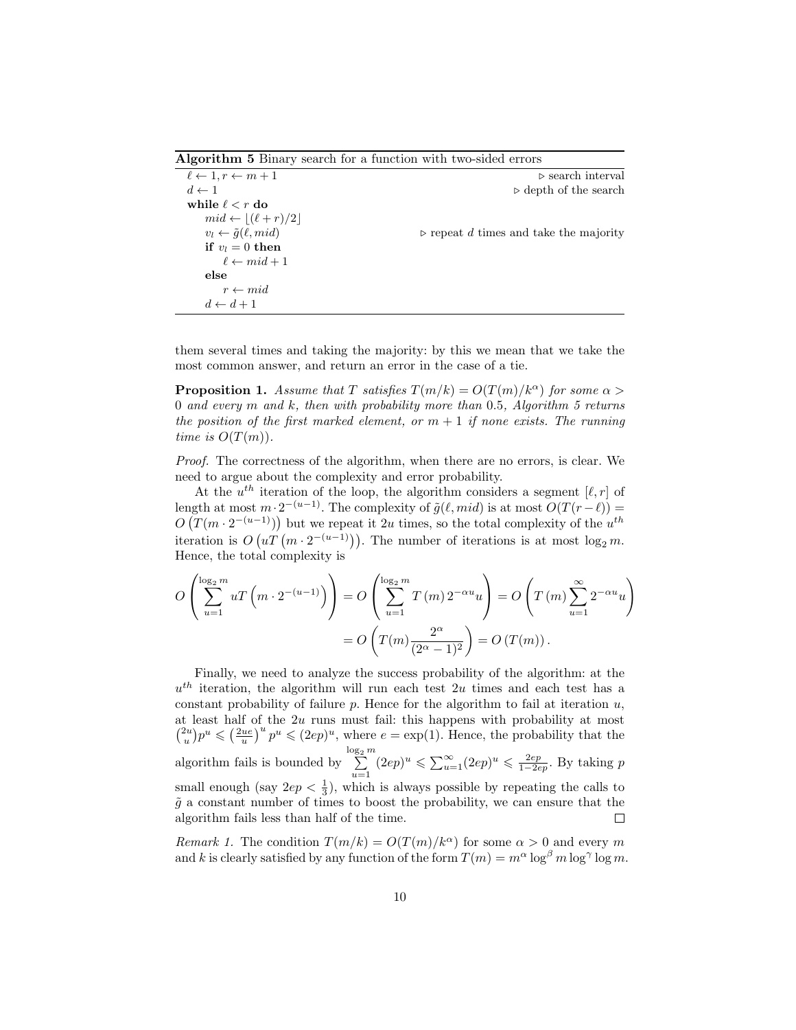**Algorithm 5** Binary search for a function with two-sided errors

```
ℓ ← 1, r ← m + 1                                    ▷ search interval
d ← 1                                               ▷ depth of the search
while ℓ < r do
    mid ← ⌊(ℓ + r)/2⌋
    v_l ← g̃(ℓ, mid)                                 ▷ repeat d times and take the majority
    if v_l = 0 then
        ℓ ← mid + 1
    else
        r ← mid
    d ← d + 1
```

them several times and taking the majority: by this we mean that we take the most common answer, and return an error in the case of a tie.

**Proposition 1.** *Assume that $T$ satisfies $T(m/k) = O(T(m)/k^\alpha)$ for some $\alpha > 0$ and every $m$ and $k$, then with probability more than 0.5, Algorithm 5 returns the position of the first marked element, or $m + 1$ if none exists. The running time is $O(T(m))$.*

*Proof.* The correctness of the algorithm, when there are no errors, is clear. We need to argue about the complexity and error probability.

At the $u^{th}$ iteration of the loop, the algorithm considers a segment $[\ell, r]$ of length at most $m \cdot 2^{-(u-1)}$. The complexity of $\tilde{g}(\ell, mid)$ is at most $O(T(r-\ell)) = O\left(T(m \cdot 2^{-(u-1)})\right)$ but we repeat it $2u$ times, so the total complexity of the $u^{th}$ iteration is $O\left(uT\left(m \cdot 2^{-(u-1)}\right)\right)$. The number of iterations is at most $\log_2 m$. Hence, the total complexity is

$$O\left(\sum_{u=1}^{\log_2 m} uT\left(m \cdot 2^{-(u-1)}\right)\right) = O\left(\sum_{u=1}^{\log_2 m} T\left(m\right) 2^{-\alpha u} u\right) = O\left(T\left(m\right) \sum_{u=1}^{\infty} 2^{-\alpha u} u\right)$$
$$= O\left(T(m) \frac{2^\alpha}{(2^\alpha - 1)^2}\right) = O\left(T(m)\right).$$

Finally, we need to analyze the success probability of the algorithm: at the $u^{th}$ iteration, the algorithm will run each test $2u$ times and each test has a constant probability of failure $p$. Hence for the algorithm to fail at iteration $u$, at least half of the $2u$ runs must fail: this happens with probability at most $\binom{2u}{u}p^u \leqslant \left(\frac{2ue}{u}\right)^u p^u \leqslant (2ep)^u$, where $e = \exp(1)$. Hence, the probability that the algorithm fails is bounded by $\sum_{u=1}^{\log_2 m} (2ep)^u \leqslant \sum_{u=1}^{\infty} (2ep)^u \leqslant \frac{2ep}{1-2ep}$. By taking $p$ small enough (say $2ep < \frac{1}{3}$), which is always possible by repeating the calls to $\tilde{g}$ a constant number of times to boost the probability, we can ensure that the algorithm fails less than half of the time. □

*Remark 1.* The condition $T(m/k) = O(T(m)/k^\alpha)$ for some $\alpha > 0$ and every $m$ and $k$ is clearly satisfied by any function of the form $T(m) = m^\alpha \log^\beta m \log^\gamma \log m$.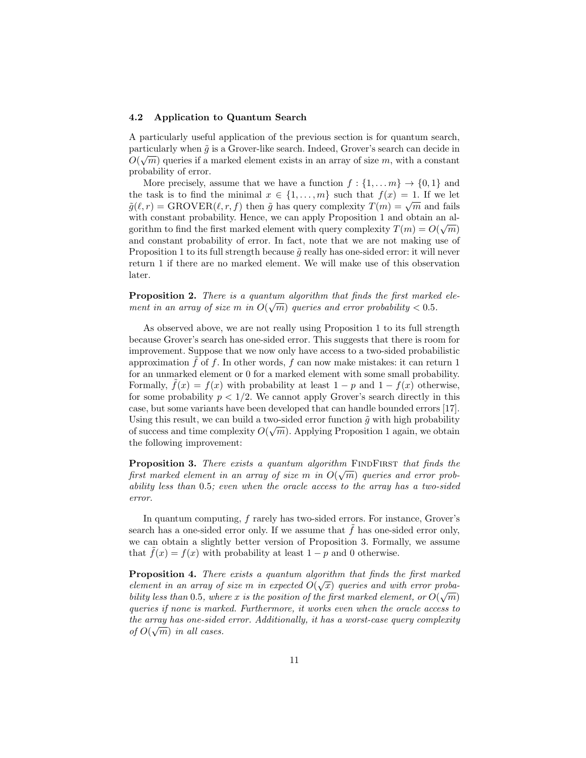### 4.2 Application to Quantum Search

A particularly useful application of the previous section is for quantum search, particularly when $\tilde{g}$ is a Grover-like search. Indeed, Grover's search can decide in $O(\sqrt{m})$ queries if a marked element exists in an array of size $m$, with a constant probability of error.

More precisely, assume that we have a function $f : \{1, \dots m\} \to \{0, 1\}$ and the task is to find the minimal $x \in \{1, \dots, m\}$ such that $f(x) = 1$. If we let $\tilde{g}(\ell, r) = \text{GROVER}(\ell, r, f)$ then $\tilde{g}$ has query complexity $T(m) = \sqrt{m}$ and fails with constant probability. Hence, we can apply Proposition 1 and obtain an algorithm to find the first marked element with query complexity $T(m) = O(\sqrt{m})$ and constant probability of error. In fact, note that we are not making use of Proposition 1 to its full strength because $\tilde{g}$ really has one-sided error: it will never return 1 if there are no marked element. We will make use of this observation later.

**Proposition 2.** *There is a quantum algorithm that finds the first marked element in an array of size $m$ in $O(\sqrt{m})$ queries and error probability $< 0.5$.*

As observed above, we are not really using Proposition 1 to its full strength because Grover's search has one-sided error. This suggests that there is room for improvement. Suppose that we now only have access to a two-sided probabilistic approximation $\tilde{f}$ of $f$. In other words, $f$ can now make mistakes: it can return 1 for an unmarked element or 0 for a marked element with some small probability. Formally, $\tilde{f}(x) = f(x)$ with probability at least $1 - p$ and $1 - f(x)$ otherwise, for some probability $p < 1/2$. We cannot apply Grover's search directly in this case, but some variants have been developed that can handle bounded errors [17]. Using this result, we can build a two-sided error function $\tilde{g}$ with high probability of success and time complexity $O(\sqrt{m})$. Applying Proposition 1 again, we obtain the following improvement:

**Proposition 3.** *There exists a quantum algorithm* FindFirst *that finds the first marked element in an array of size $m$ in $O(\sqrt{m})$ queries and error probability less than 0.5; even when the oracle access to the array has a two-sided error.*

In quantum computing, $f$ rarely has two-sided errors. For instance, Grover's search has a one-sided error only. If we assume that $\tilde{f}$ has one-sided error only, we can obtain a slightly better version of Proposition 3. Formally, we assume that $\tilde{f}(x) = f(x)$ with probability at least $1 - p$ and 0 otherwise.

**Proposition 4.** *There exists a quantum algorithm that finds the first marked element in an array of size $m$ in expected $O(\sqrt{x})$ queries and with error probability less than 0.5, where $x$ is the position of the first marked element, or $O(\sqrt{m})$ queries if none is marked. Furthermore, it works even when the oracle access to the array has one-sided error. Additionally, it has a worst-case query complexity of $O(\sqrt{m})$ in all cases.*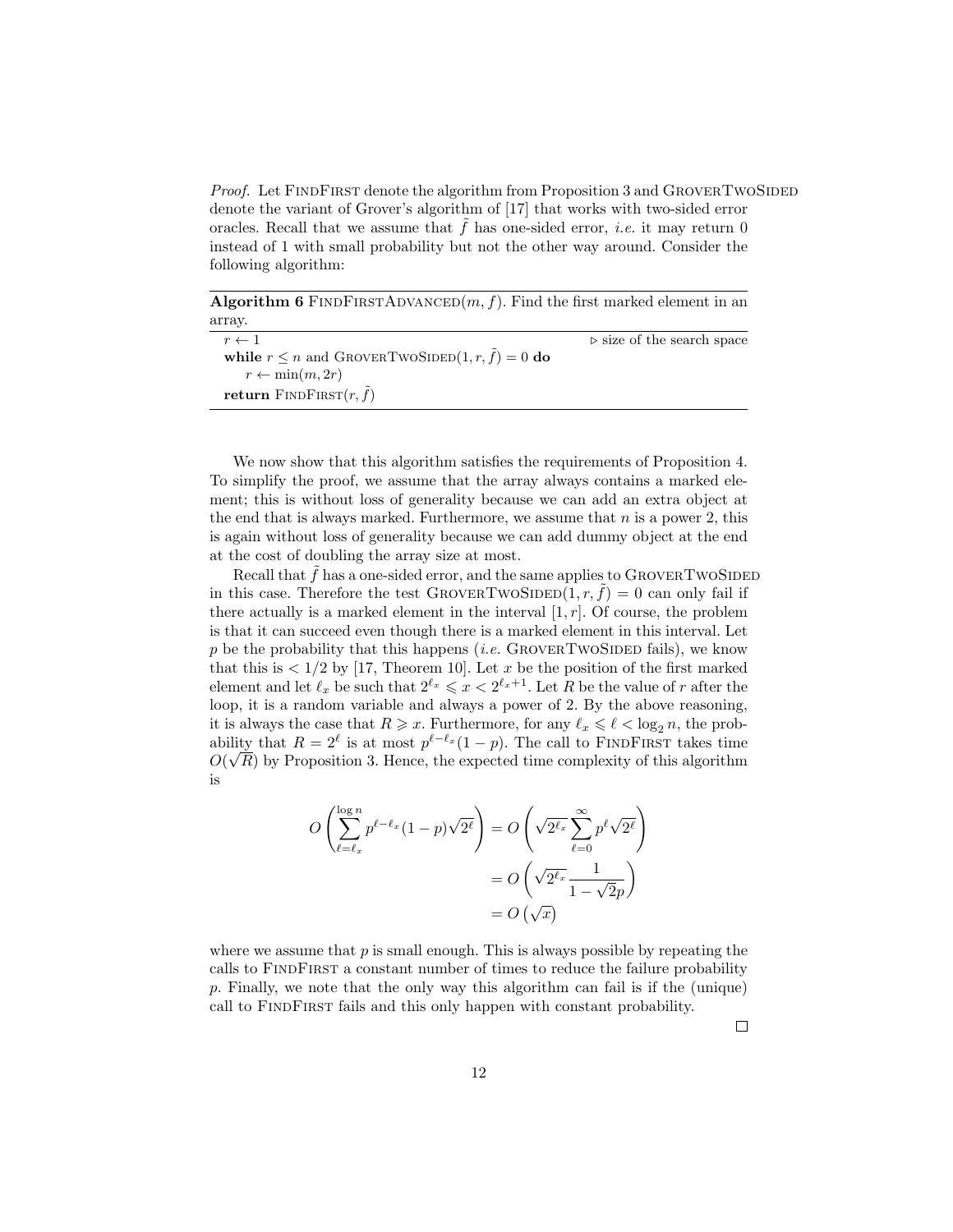*Proof.* Let FindFirst denote the algorithm from Proposition 3 and GroverTwoSided denote the variant of Grover's algorithm of [17] that works with two-sided error oracles. Recall that we assume that $\tilde{f}$ has one-sided error, *i.e.* it may return 0 instead of 1 with small probability but not the other way around. Consider the following algorithm:

**Algorithm 6** FindFirstAdvanced$(m, f)$. Find the first marked element in an array.

```
r ← 1                                                  ▷ size of the search space
while r ≤ n and GroverTwoSided(1, r, f̃) = 0 do
    r ← min(m, 2r)
return FindFirst(r, f̃)
```

We now show that this algorithm satisfies the requirements of Proposition 4. To simplify the proof, we assume that the array always contains a marked element; this is without loss of generality because we can add an extra object at the end that is always marked. Furthermore, we assume that $n$ is a power 2, this is again without loss of generality because we can add dummy object at the end at the cost of doubling the array size at most.

Recall that $\tilde{f}$ has a one-sided error, and the same applies to GroverTwoSided in this case. Therefore the test GroverTwoSided$(1, r, \tilde{f}) = 0$ can only fail if there actually is a marked element in the interval $[1, r]$. Of course, the problem is that it can succeed even though there is a marked element in this interval. Let $p$ be the probability that this happens (*i.e.* GroverTwoSided fails), we know that this is $< 1/2$ by [17, Theorem 10]. Let $x$ be the position of the first marked element and let $\ell_x$ be such that $2^{\ell_x} \leqslant x < 2^{\ell_x+1}$. Let $R$ be the value of $r$ after the loop, it is a random variable and always a power of 2. By the above reasoning, it is always the case that $R \geqslant x$. Furthermore, for any $\ell_x \leqslant \ell < \log_2 n$, the probability that $R = 2^\ell$ is at most $p^{\ell-\ell_x}(1-p)$. The call to FindFirst takes time $O(\sqrt{R})$ by Proposition 3. Hence, the expected time complexity of this algorithm is

$$
\begin{aligned}
O\left(\sum_{\ell=\ell_x}^{\log n} p^{\ell-\ell_x}(1-p)\sqrt{2^\ell}\right) &= O\left(\sqrt{2^{\ell_x}}\sum_{\ell=0}^{\infty} p^\ell \sqrt{2^\ell}\right) \\
&= O\left(\sqrt{2^{\ell_x}}\frac{1}{1-\sqrt{2}p}\right) \\
&= O\left(\sqrt{x}\right)
\end{aligned}
$$

where we assume that $p$ is small enough. This is always possible by repeating the calls to FindFirst a constant number of times to reduce the failure probability $p$. Finally, we note that the only way this algorithm can fail is if the (unique) call to FindFirst fails and this only happen with constant probability.

□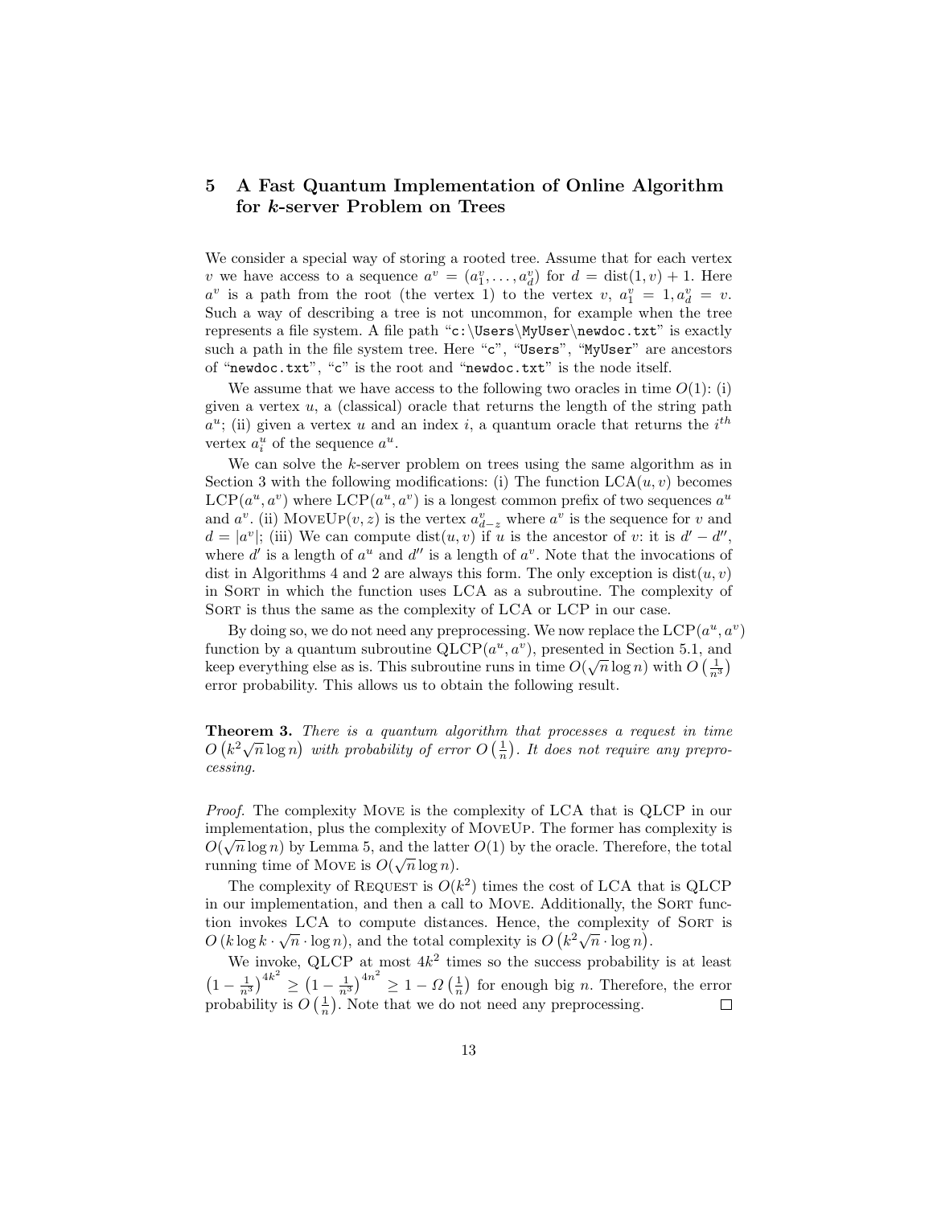## 5 A Fast Quantum Implementation of Online Algorithm for $k$-server Problem on Trees

We consider a special way of storing a rooted tree. Assume that for each vertex $v$ we have access to a sequence $a^v = (a_1^v, \ldots, a_d^v)$ for $d = \mathrm{dist}(1, v) + 1$. Here $a^v$ is a path from the root (the vertex 1) to the vertex $v$, $a_1^v = 1, a_d^v = v$. Such a way of describing a tree is not uncommon, for example when the tree represents a file system. A file path "`c:\Users\MyUser\newdoc.txt`" is exactly such a path in the file system tree. Here "`c`", "`Users`", "`MyUser`" are ancestors of "`newdoc.txt`", "`c`" is the root and "`newdoc.txt`" is the node itself.

We assume that we have access to the following two oracles in time $O(1)$: (i) given a vertex $u$, a (classical) oracle that returns the length of the string path $a^u$; (ii) given a vertex $u$ and an index $i$, a quantum oracle that returns the $i^{th}$ vertex $a_i^u$ of the sequence $a^u$.

We can solve the $k$-server problem on trees using the same algorithm as in Section 3 with the following modifications: (i) The function $\mathrm{LCA}(u, v)$ becomes $\mathrm{LCP}(a^u, a^v)$ where $\mathrm{LCP}(a^u, a^v)$ is a longest common prefix of two sequences $a^u$ and $a^v$. (ii) $\textsc{MoveUp}(v, z)$ is the vertex $a_{d-z}^v$ where $a^v$ is the sequence for $v$ and $d = |a^v|$; (iii) We can compute $\mathrm{dist}(u, v)$ if $u$ is the ancestor of $v$: it is $d' - d''$, where $d'$ is a length of $a^u$ and $d''$ is a length of $a^v$. Note that the invocations of dist in Algorithms 4 and 2 are always this form. The only exception is $\mathrm{dist}(u, v)$ in $\textsc{Sort}$ in which the function uses LCA as a subroutine. The complexity of $\textsc{Sort}$ is thus the same as the complexity of LCA or LCP in our case.

By doing so, we do not need any preprocessing. We now replace the $\mathrm{LCP}(a^u, a^v)$ function by a quantum subroutine $\mathrm{QLCP}(a^u, a^v)$, presented in Section 5.1, and keep everything else as is. This subroutine runs in time $O(\sqrt{n}\log n)$ with $O\left(\frac{1}{n^3}\right)$ error probability. This allows us to obtain the following result.

**Theorem 3.** *There is a quantum algorithm that processes a request in time $O\left(k^2\sqrt{n}\log n\right)$ with probability of error $O\left(\frac{1}{n}\right)$. It does not require any preprocessing.*

*Proof.* The complexity $\textsc{Move}$ is the complexity of LCA that is QLCP in our implementation, plus the complexity of $\textsc{MoveUp}$. The former has complexity is $O(\sqrt{n}\log n)$ by Lemma 5, and the latter $O(1)$ by the oracle. Therefore, the total running time of $\textsc{Move}$ is $O(\sqrt{n}\log n)$.

The complexity of $\textsc{Request}$ is $O(k^2)$ times the cost of LCA that is QLCP in our implementation, and then a call to $\textsc{Move}$. Additionally, the $\textsc{Sort}$ function invokes LCA to compute distances. Hence, the complexity of $\textsc{Sort}$ is $O\left(k \log k \cdot \sqrt{n} \cdot \log n\right)$, and the total complexity is $O\left(k^2\sqrt{n} \cdot \log n\right)$.

We invoke, QLCP at most $4k^2$ times so the success probability is at least $\left(1 - \frac{1}{n^3}\right)^{4k^2} \geq \left(1 - \frac{1}{n^3}\right)^{4n^2} \geq 1 - \Omega\left(\frac{1}{n}\right)$ for enough big $n$. Therefore, the error probability is $O\left(\frac{1}{n}\right)$. Note that we do not need any preprocessing. □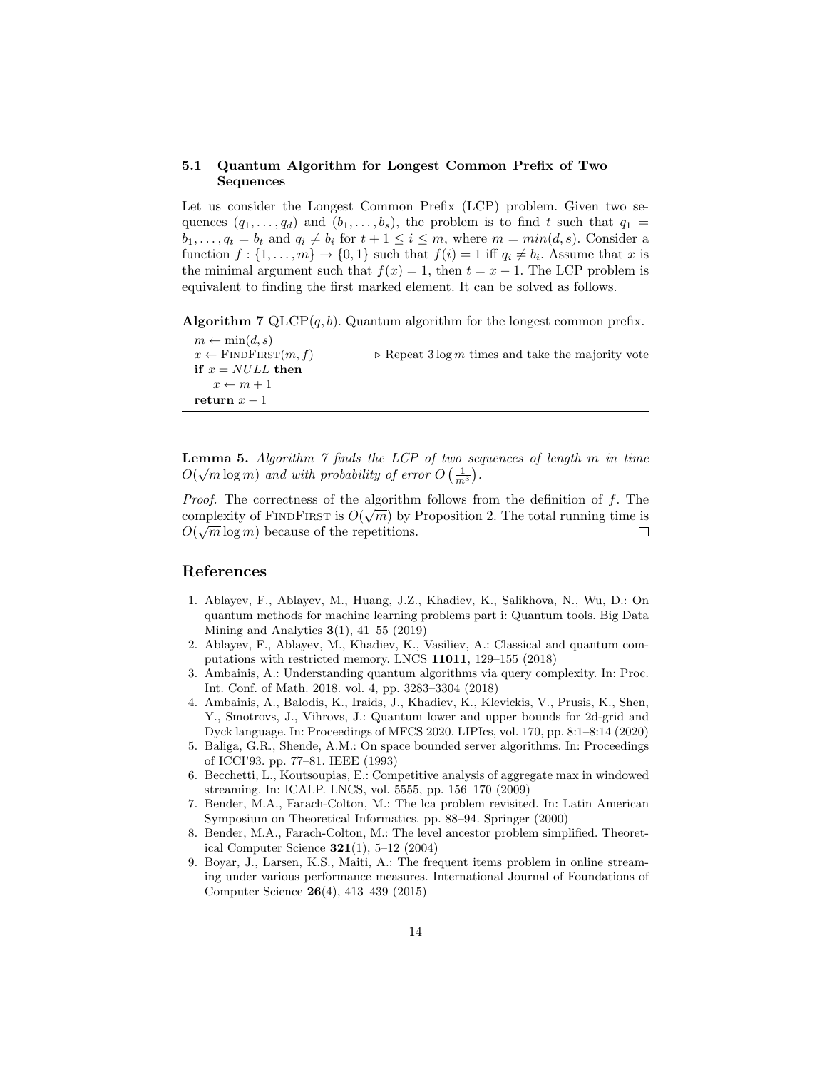### 5.1 Quantum Algorithm for Longest Common Prefix of Two Sequences

Let us consider the Longest Common Prefix (LCP) problem. Given two sequences $(q_1, \dots, q_d)$ and $(b_1, \dots, b_s)$, the problem is to find $t$ such that $q_1 = b_1, \dots, q_t = b_t$ and $q_i \neq b_i$ for $t+1 \leq i \leq m$, where $m = min(d, s)$. Consider a function $f : \{1, \dots, m\} \to \{0, 1\}$ such that $f(i) = 1$ iff $q_i \neq b_i$. Assume that $x$ is the minimal argument such that $f(x) = 1$, then $t = x - 1$. The LCP problem is equivalent to finding the first marked element. It can be solved as follows.

**Algorithm 7** QLCP$(q, b)$. Quantum algorithm for the longest common prefix.

```
m ← min(d, s)
x ← FindFirst(m, f)          ▷ Repeat 3 log m times and take the majority vote
if x = NULL then
    x ← m + 1
return x − 1
```

**Lemma 5.** *Algorithm 7 finds the LCP of two sequences of length $m$ in time $O(\sqrt{m} \log m)$ and with probability of error $O\left(\frac{1}{m^3}\right)$.*

*Proof.* The correctness of the algorithm follows from the definition of $f$. The complexity of FindFirst is $O(\sqrt{m})$ by Proposition 2. The total running time is $O(\sqrt{m} \log m)$ because of the repetitions. □

## References

1. Ablayev, F., Ablayev, M., Huang, J.Z., Khadiev, K., Salikhova, N., Wu, D.: On quantum methods for machine learning problems part i: Quantum tools. Big Data Mining and Analytics **3**(1), 41–55 (2019)
2. Ablayev, F., Ablayev, M., Khadiev, K., Vasiliev, A.: Classical and quantum computations with restricted memory. LNCS **11011**, 129–155 (2018)
3. Ambainis, A.: Understanding quantum algorithms via query complexity. In: Proc. Int. Conf. of Math. 2018. vol. 4, pp. 3283–3304 (2018)
4. Ambainis, A., Balodis, K., Iraids, J., Khadiev, K., Klevickis, V., Prusis, K., Shen, Y., Smotrovs, J., Vihrovs, J.: Quantum lower and upper bounds for 2d-grid and Dyck language. In: Proceedings of MFCS 2020. LIPIcs, vol. 170, pp. 8:1–8:14 (2020)
5. Baliga, G.R., Shende, A.M.: On space bounded server algorithms. In: Proceedings of ICCI'93. pp. 77–81. IEEE (1993)
6. Becchetti, L., Koutsoupias, E.: Competitive analysis of aggregate max in windowed streaming. In: ICALP. LNCS, vol. 5555, pp. 156–170 (2009)
7. Bender, M.A., Farach-Colton, M.: The lca problem revisited. In: Latin American Symposium on Theoretical Informatics. pp. 88–94. Springer (2000)
8. Bender, M.A., Farach-Colton, M.: The level ancestor problem simplified. Theoretical Computer Science **321**(1), 5–12 (2004)
9. Boyar, J., Larsen, K.S., Maiti, A.: The frequent items problem in online streaming under various performance measures. International Journal of Foundations of Computer Science **26**(4), 413–439 (2015)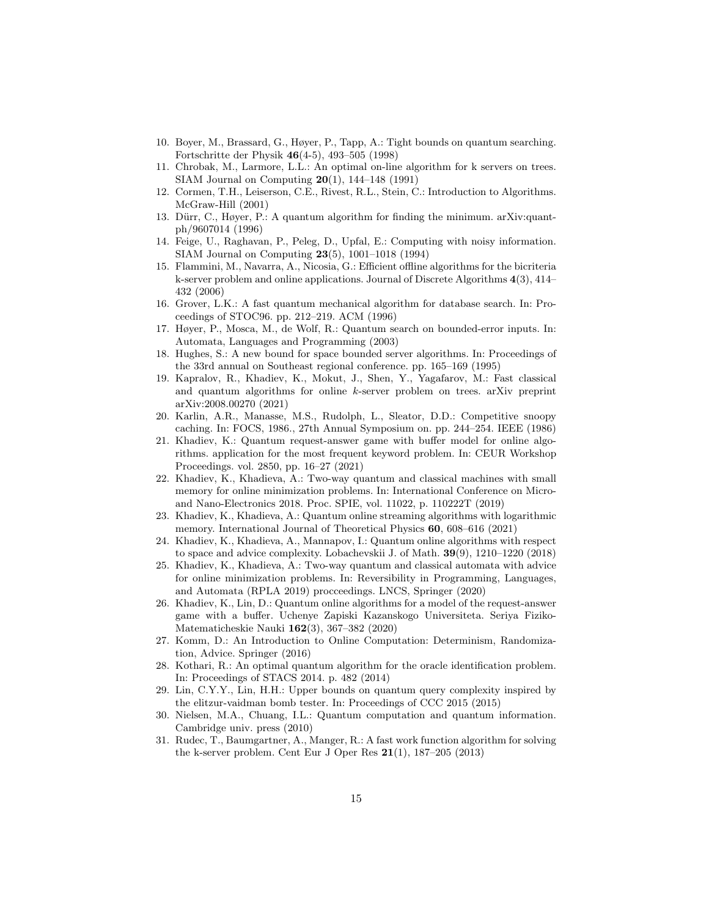10. Boyer, M., Brassard, G., Høyer, P., Tapp, A.: Tight bounds on quantum searching. Fortschritte der Physik **46**(4-5), 493–505 (1998)
11. Chrobak, M., Larmore, L.L.: An optimal on-line algorithm for k servers on trees. SIAM Journal on Computing **20**(1), 144–148 (1991)
12. Cormen, T.H., Leiserson, C.E., Rivest, R.L., Stein, C.: Introduction to Algorithms. McGraw-Hill (2001)
13. Dürr, C., Høyer, P.: A quantum algorithm for finding the minimum. arXiv:quant-ph/9607014 (1996)
14. Feige, U., Raghavan, P., Peleg, D., Upfal, E.: Computing with noisy information. SIAM Journal on Computing **23**(5), 1001–1018 (1994)
15. Flammini, M., Navarra, A., Nicosia, G.: Efficient offline algorithms for the bicriteria k-server problem and online applications. Journal of Discrete Algorithms **4**(3), 414–432 (2006)
16. Grover, L.K.: A fast quantum mechanical algorithm for database search. In: Proceedings of STOC96. pp. 212–219. ACM (1996)
17. Høyer, P., Mosca, M., de Wolf, R.: Quantum search on bounded-error inputs. In: Automata, Languages and Programming (2003)
18. Hughes, S.: A new bound for space bounded server algorithms. In: Proceedings of the 33rd annual on Southeast regional conference. pp. 165–169 (1995)
19. Kapralov, R., Khadiev, K., Mokut, J., Shen, Y., Yagafarov, M.: Fast classical and quantum algorithms for online $k$-server problem on trees. arXiv preprint arXiv:2008.00270 (2021)
20. Karlin, A.R., Manasse, M.S., Rudolph, L., Sleator, D.D.: Competitive snoopy caching. In: FOCS, 1986., 27th Annual Symposium on. pp. 244–254. IEEE (1986)
21. Khadiev, K.: Quantum request-answer game with buffer model for online algorithms. application for the most frequent keyword problem. In: CEUR Workshop Proceedings. vol. 2850, pp. 16–27 (2021)
22. Khadiev, K., Khadieva, A.: Two-way quantum and classical machines with small memory for online minimization problems. In: International Conference on Micro- and Nano-Electronics 2018. Proc. SPIE, vol. 11022, p. 110222T (2019)
23. Khadiev, K., Khadieva, A.: Quantum online streaming algorithms with logarithmic memory. International Journal of Theoretical Physics **60**, 608–616 (2021)
24. Khadiev, K., Khadieva, A., Mannapov, I.: Quantum online algorithms with respect to space and advice complexity. Lobachevskii J. of Math. **39**(9), 1210–1220 (2018)
25. Khadiev, K., Khadieva, A.: Two-way quantum and classical automata with advice for online minimization problems. In: Reversibility in Programming, Languages, and Automata (RPLA 2019) procceedings. LNCS, Springer (2020)
26. Khadiev, K., Lin, D.: Quantum online algorithms for a model of the request-answer game with a buffer. Uchenye Zapiski Kazanskogo Universiteta. Seriya Fiziko-Matematicheskie Nauki **162**(3), 367–382 (2020)
27. Komm, D.: An Introduction to Online Computation: Determinism, Randomization, Advice. Springer (2016)
28. Kothari, R.: An optimal quantum algorithm for the oracle identification problem. In: Proceedings of STACS 2014. p. 482 (2014)
29. Lin, C.Y.Y., Lin, H.H.: Upper bounds on quantum query complexity inspired by the elitzur-vaidman bomb tester. In: Proceedings of CCC 2015 (2015)
30. Nielsen, M.A., Chuang, I.L.: Quantum computation and quantum information. Cambridge univ. press (2010)
31. Rudec, T., Baumgartner, A., Manger, R.: A fast work function algorithm for solving the k-server problem. Cent Eur J Oper Res **21**(1), 187–205 (2013)